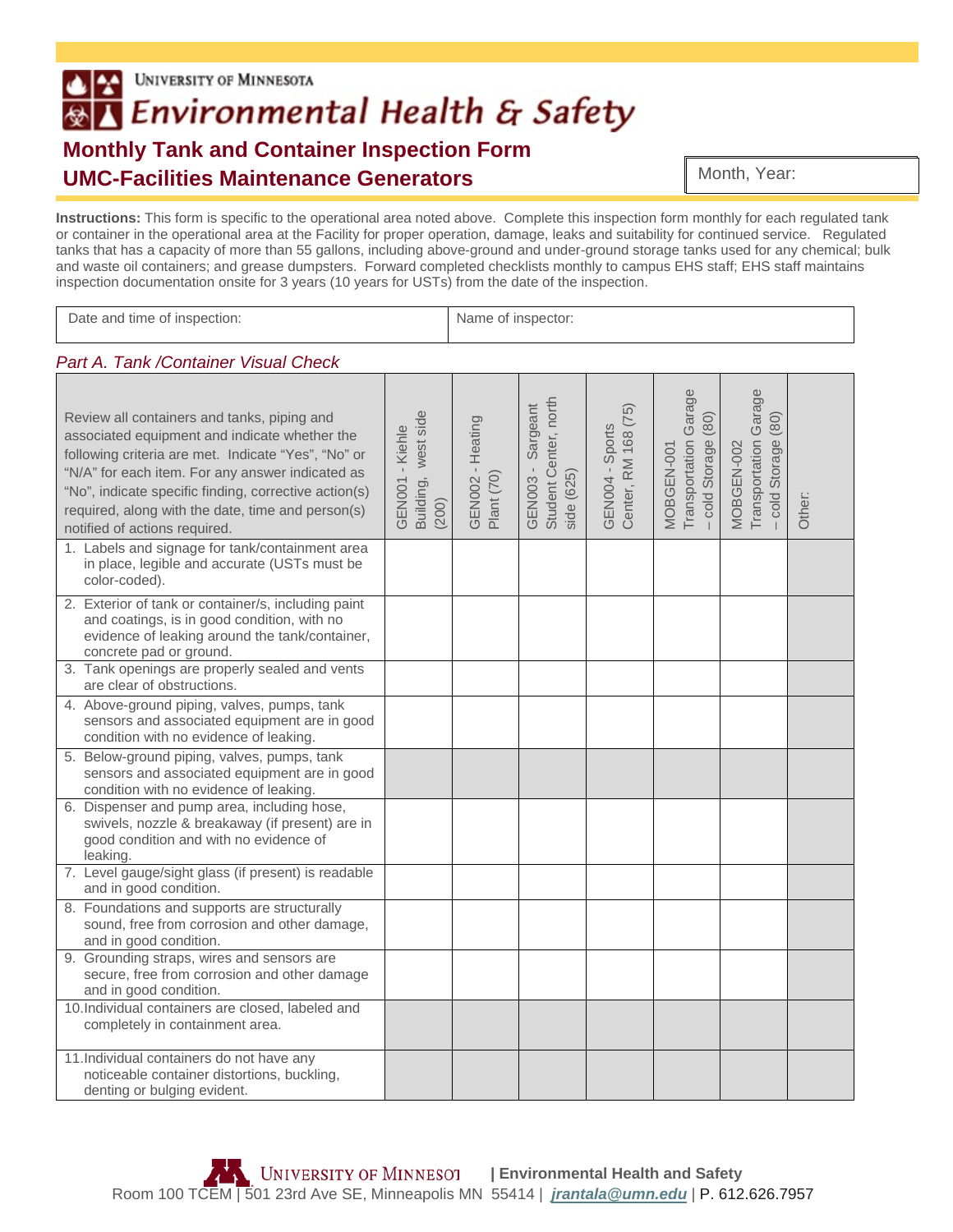UNIVERSITY OF MINNESOTA

# Environmental Health & Safety

## Monthly Tank and Container Inspection Form

## UMC-Facilities Maintenance Generators

Month, Year:

**Instructions:** This form is specific to the operational area noted above. Complete this inspection form monthly for each regulated tank or container in the operational area at the Facility for proper operation, damage, leaks and suitability for continued service. Regulated tanks that has a capacity of more than 55 gallons, including above-ground and under-ground storage tanks used for any chemical; bulk and waste oil containers; and grease dumpsters. Forward completed checklists monthly to campus EHS staff; EHS staff maintains inspection documentation onsite for 3 years (10 years for USTs) from the date of the inspection.

| Date and time of inspection: | Name of inspector: |
|---|---|

*Part A. Tank /Container Visual Check*

| Review all containers and tanks, piping and associated equipment and indicate whether the following criteria are met. Indicate "Yes", "No" or "N/A" for each item. For any answer indicated as "No", indicate specific finding, corrective action(s) required, along with the date, time and person(s) notified of actions required. | GEN001 - Kiehle Building, west side (200) | GEN002 - Heating Plant (70) | GEN003 - Sargeant Student Center, north side (625) | GEN004 - Sports Center, RM 168 (75) | MOBGEN-001 Transportation Garage – cold Storage (80) | MOBGEN-002 Transportation Garage – cold Storage (80) | Other: |
|---|---|---|---|---|---|---|---|
| 1. Labels and signage for tank/containment area in place, legible and accurate (USTs must be color-coded). | | | | | | | |
| 2. Exterior of tank or container/s, including paint and coatings, is in good condition, with no evidence of leaking around the tank/container, concrete pad or ground. | | | | | | | |
| 3. Tank openings are properly sealed and vents are clear of obstructions. | | | | | | | |
| 4. Above-ground piping, valves, pumps, tank sensors and associated equipment are in good condition with no evidence of leaking. | | | | | | | |
| 5. Below-ground piping, valves, pumps, tank sensors and associated equipment are in good condition with no evidence of leaking. | | | | | | | |
| 6. Dispenser and pump area, including hose, swivels, nozzle & breakaway (if present) are in good condition and with no evidence of leaking. | | | | | | | |
| 7. Level gauge/sight glass (if present) is readable and in good condition. | | | | | | | |
| 8. Foundations and supports are structurally sound, free from corrosion and other damage, and in good condition. | | | | | | | |
| 9. Grounding straps, wires and sensors are secure, free from corrosion and other damage and in good condition. | | | | | | | |
| 10. Individual containers are closed, labeled and completely in containment area. | | | | | | | |
| 11. Individual containers do not have any noticeable container distortions, buckling, denting or bulging evident. | | | | | | | |

UNIVERSITY OF MINNESOTA | Environmental Health and Safety
Room 100 TCEM | 501 23rd Ave SE, Minneapolis MN 55414 | *jrantala@umn.edu* | P. 612.626.7957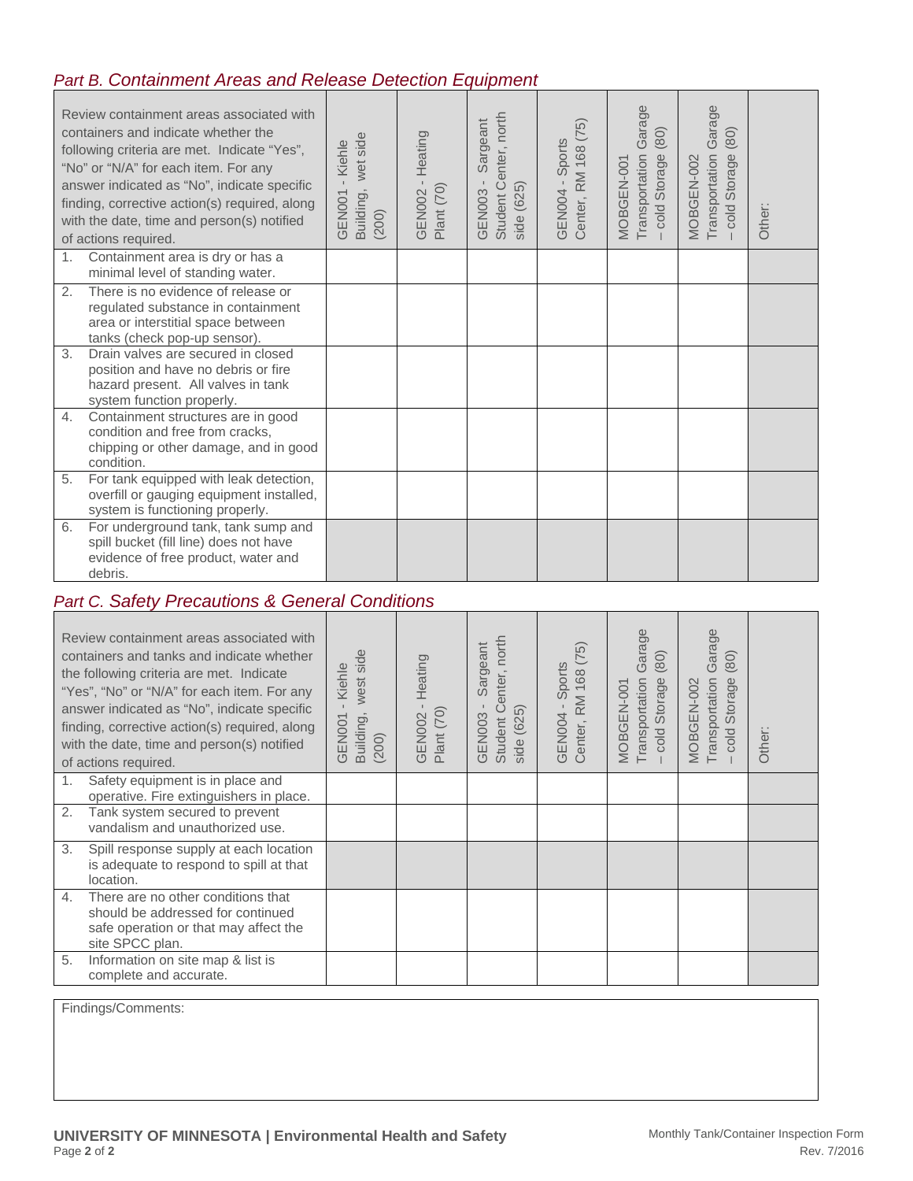## *Part B. Containment Areas and Release Detection Equipment*

| Review containment areas associated with containers and indicate whether the following criteria are met. Indicate "Yes", "No" or "N/A" for each item. For any answer indicated as "No", indicate specific finding, corrective action(s) required, along with the date, time and person(s) notified of actions required. | GEN001 - Kiehle Building, wet side (200) | GEN002 - Heating Plant (70) | GEN003 - Sargeant Student Center, north side (625) | GEN004 - Sports Center, RM 168 (75) | MOBGEN-001 Transportation Garage – cold Storage (80) | MOBGEN-002 Transportation Garage – cold Storage (80) | Other: |
|---|---|---|---|---|---|---|---|
| 1. Containment area is dry or has a minimal level of standing water. | | | | | | | |
| 2. There is no evidence of release or regulated substance in containment area or interstitial space between tanks (check pop-up sensor). | | | | | | | |
| 3. Drain valves are secured in closed position and have no debris or fire hazard present. All valves in tank system function properly. | | | | | | | |
| 4. Containment structures are in good condition and free from cracks, chipping or other damage, and in good condition. | | | | | | | |
| 5. For tank equipped with leak detection, overfill or gauging equipment installed, system is functioning properly. | | | | | | | |
| 6. For underground tank, tank sump and spill bucket (fill line) does not have evidence of free product, water and debris. | | | | | | | |

## *Part C. Safety Precautions & General Conditions*

| Review containment areas associated with containers and tanks and indicate whether the following criteria are met. Indicate "Yes", "No" or "N/A" for each item. For any answer indicated as "No", indicate specific finding, corrective action(s) required, along with the date, time and person(s) notified of actions required. | GEN001 - Kiehle Building, west side (200) | GEN002 - Heating Plant (70) | GEN003 - Sargeant Student Center, north side (625) | GEN004 - Sports Center, RM 168 (75) | MOBGEN-001 Transportation Garage – cold Storage (80) | MOBGEN-002 Transportation Garage – cold Storage (80) | Other: |
|---|---|---|---|---|---|---|---|
| 1. Safety equipment is in place and operative. Fire extinguishers in place. | | | | | | | |
| 2. Tank system secured to prevent vandalism and unauthorized use. | | | | | | | |
| 3. Spill response supply at each location is adequate to respond to spill at that location. | | | | | | | |
| 4. There are no other conditions that should be addressed for continued safe operation or that may affect the site SPCC plan. | | | | | | | |
| 5. Information on site map & list is complete and accurate. | | | | | | | |

Findings/Comments: